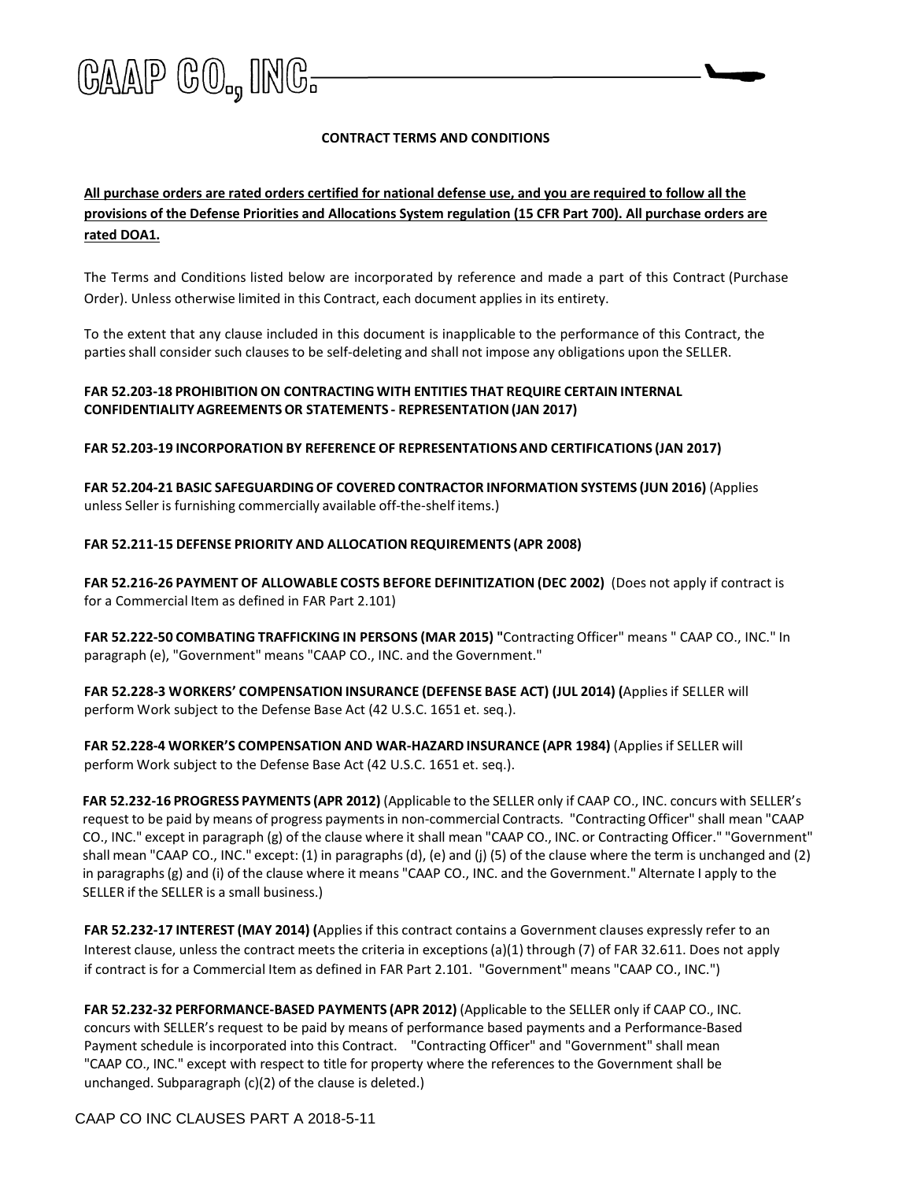# CAAP CO., INC.

## CONTRACT TERMS AND CONDITIONS

**All purchase orders are rated orders certified for national defense use, and you are required to follow all the provisions of the Defense Priorities and Allocations System regulation (15 CFR Part 700). All purchase orders are rated DOA1.**

The Terms and Conditions listed below are incorporated by reference and made a part of this Contract (Purchase Order). Unless otherwise limited in this Contract, each document applies in its entirety.

To the extent that any clause included in this document is inapplicable to the performance of this Contract, the parties shall consider such clauses to be self-deleting and shall not impose any obligations upon the SELLER.

**FAR 52.203-18 PROHIBITION ON CONTRACTING WITH ENTITIES THAT REQUIRE CERTAIN INTERNAL CONFIDENTIALITY AGREEMENTS OR STATEMENTS - REPRESENTATION (JAN 2017)**

**FAR 52.203-19 INCORPORATION BY REFERENCE OF REPRESENTATIONS AND CERTIFICATIONS (JAN 2017)**

**FAR 52.204-21 BASIC SAFEGUARDING OF COVERED CONTRACTOR INFORMATION SYSTEMS (JUN 2016)** (Applies unless Seller is furnishing commercially available off-the-shelf items.)

**FAR 52.211-15 DEFENSE PRIORITY AND ALLOCATION REQUIREMENTS (APR 2008)**

**FAR 52.216-26 PAYMENT OF ALLOWABLE COSTS BEFORE DEFINITIZATION (DEC 2002)** (Does not apply if contract is for a Commercial Item as defined in FAR Part 2.101)

**FAR 52.222-50 COMBATING TRAFFICKING IN PERSONS (MAR 2015) "**Contracting Officer" means " CAAP CO., INC." In paragraph (e), "Government" means "CAAP CO., INC. and the Government."

**FAR 52.228-3 WORKERS' COMPENSATION INSURANCE (DEFENSE BASE ACT) (JUL 2014) (**Applies if SELLER will perform Work subject to the Defense Base Act (42 U.S.C. 1651 et. seq.).

**FAR 52.228-4 WORKER'S COMPENSATION AND WAR-HAZARD INSURANCE (APR 1984)** (Applies if SELLER will perform Work subject to the Defense Base Act (42 U.S.C. 1651 et. seq.).

**FAR 52.232-16 PROGRESS PAYMENTS (APR 2012)** (Applicable to the SELLER only if CAAP CO., INC. concurs with SELLER's request to be paid by means of progress payments in non-commercial Contracts. "Contracting Officer" shall mean "CAAP CO., INC." except in paragraph (g) of the clause where it shall mean "CAAP CO., INC. or Contracting Officer." "Government" shall mean "CAAP CO., INC." except: (1) in paragraphs (d), (e) and (j) (5) of the clause where the term is unchanged and (2) in paragraphs (g) and (i) of the clause where it means "CAAP CO., INC. and the Government." Alternate I apply to the SELLER if the SELLER is a small business.)

**FAR 52.232-17 INTEREST (MAY 2014) (**Applies if this contract contains a Government clauses expressly refer to an Interest clause, unless the contract meets the criteria in exceptions (a)(1) through (7) of FAR 32.611. Does not apply if contract is for a Commercial Item as defined in FAR Part 2.101. "Government" means "CAAP CO., INC.")

**FAR 52.232-32 PERFORMANCE-BASED PAYMENTS (APR 2012)** (Applicable to the SELLER only if CAAP CO., INC. concurs with SELLER's request to be paid by means of performance based payments and a Performance-Based Payment schedule is incorporated into this Contract. "Contracting Officer" and "Government" shall mean "CAAP CO., INC." except with respect to title for property where the references to the Government shall be unchanged. Subparagraph (c)(2) of the clause is deleted.)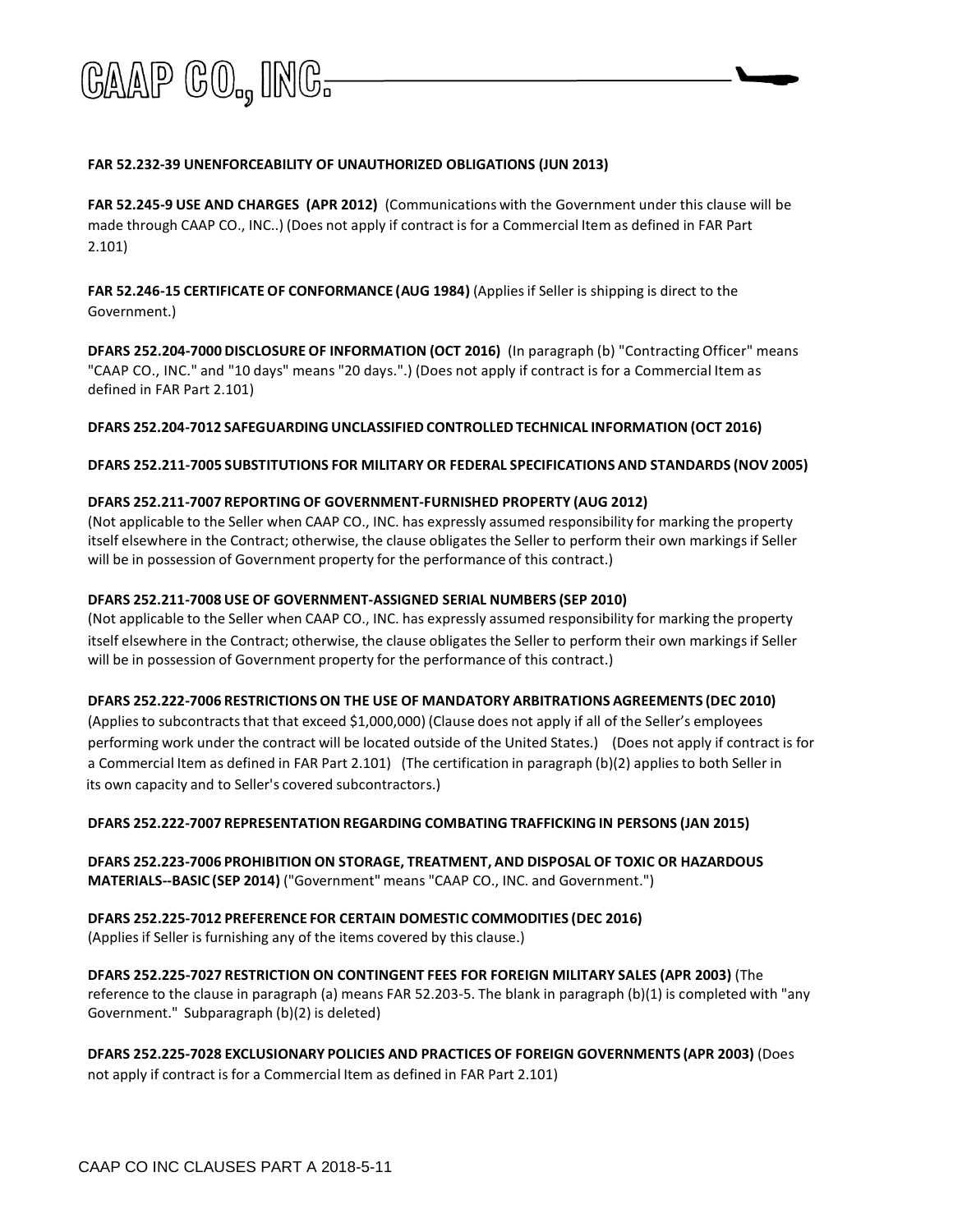**FAR 52.232-39 UNENFORCEABILITY OF UNAUTHORIZED OBLIGATIONS (JUN 2013)**

**FAR 52.245-9 USE AND CHARGES (APR 2012)** (Communications with the Government under this clause will be made through CAAP CO., INC..) (Does not apply if contract is for a Commercial Item as defined in FAR Part 2.101)

**FAR 52.246-15 CERTIFICATE OF CONFORMANCE (AUG 1984)** (Applies if Seller is shipping is direct to the Government.)

**DFARS 252.204-7000 DISCLOSURE OF INFORMATION (OCT 2016)** (In paragraph (b) "Contracting Officer" means "CAAP CO., INC." and "10 days" means "20 days.".) (Does not apply if contract is for a Commercial Item as defined in FAR Part 2.101)

**DFARS 252.204-7012 SAFEGUARDING UNCLASSIFIED CONTROLLED TECHNICAL INFORMATION (OCT 2016)**

**DFARS 252.211-7005 SUBSTITUTIONS FOR MILITARY OR FEDERAL SPECIFICATIONS AND STANDARDS (NOV 2005)**

**DFARS 252.211-7007 REPORTING OF GOVERNMENT-FURNISHED PROPERTY (AUG 2012)**
(Not applicable to the Seller when CAAP CO., INC. has expressly assumed responsibility for marking the property itself elsewhere in the Contract; otherwise, the clause obligates the Seller to perform their own markings if Seller will be in possession of Government property for the performance of this contract.)

**DFARS 252.211-7008 USE OF GOVERNMENT-ASSIGNED SERIAL NUMBERS (SEP 2010)**
(Not applicable to the Seller when CAAP CO., INC. has expressly assumed responsibility for marking the property itself elsewhere in the Contract; otherwise, the clause obligates the Seller to perform their own markings if Seller will be in possession of Government property for the performance of this contract.)

**DFARS 252.222-7006 RESTRICTIONS ON THE USE OF MANDATORY ARBITRATIONS AGREEMENTS (DEC 2010)**
(Applies to subcontracts that that exceed $1,000,000) (Clause does not apply if all of the Seller's employees performing work under the contract will be located outside of the United States.) (Does not apply if contract is for a Commercial Item as defined in FAR Part 2.101) (The certification in paragraph (b)(2) applies to both Seller in its own capacity and to Seller's covered subcontractors.)

**DFARS 252.222-7007 REPRESENTATION REGARDING COMBATING TRAFFICKING IN PERSONS (JAN 2015)**

**DFARS 252.223-7006 PROHIBITION ON STORAGE, TREATMENT, AND DISPOSAL OF TOXIC OR HAZARDOUS MATERIALS--BASIC (SEP 2014)** ("Government" means "CAAP CO., INC. and Government.")

**DFARS 252.225-7012 PREFERENCE FOR CERTAIN DOMESTIC COMMODITIES (DEC 2016)**
(Applies if Seller is furnishing any of the items covered by this clause.)

**DFARS 252.225-7027 RESTRICTION ON CONTINGENT FEES FOR FOREIGN MILITARY SALES (APR 2003)** (The reference to the clause in paragraph (a) means FAR 52.203-5. The blank in paragraph (b)(1) is completed with "any Government." Subparagraph (b)(2) is deleted)

**DFARS 252.225-7028 EXCLUSIONARY POLICIES AND PRACTICES OF FOREIGN GOVERNMENTS (APR 2003)** (Does not apply if contract is for a Commercial Item as defined in FAR Part 2.101)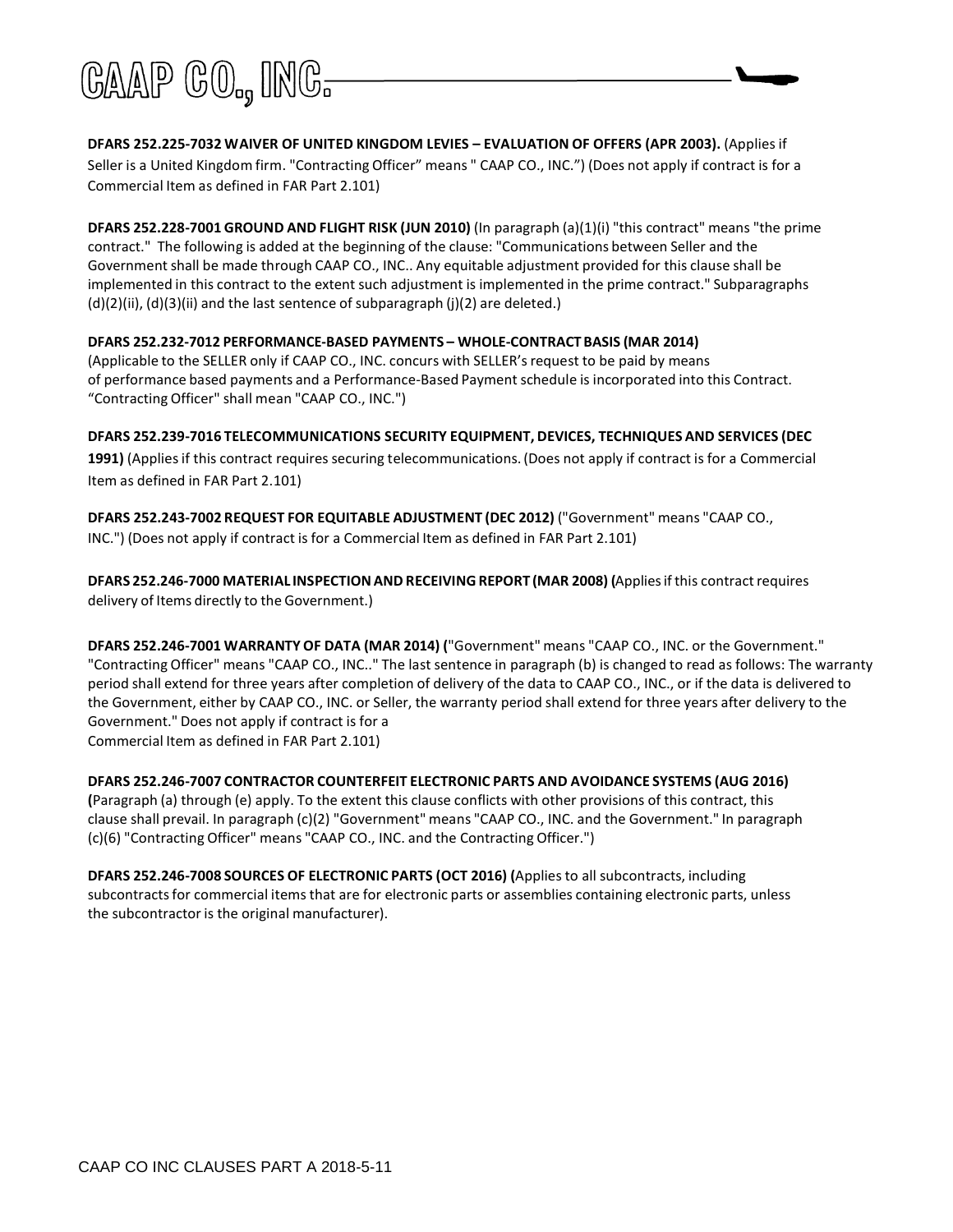**DFARS 252.225-7032 WAIVER OF UNITED KINGDOM LEVIES – EVALUATION OF OFFERS (APR 2003).** (Applies if Seller is a United Kingdom firm. "Contracting Officer" means " CAAP CO., INC.") (Does not apply if contract is for a Commercial Item as defined in FAR Part 2.101)

**DFARS 252.228-7001 GROUND AND FLIGHT RISK (JUN 2010)** (In paragraph (a)(1)(i) "this contract" means "the prime contract." The following is added at the beginning of the clause: "Communications between Seller and the Government shall be made through CAAP CO., INC.. Any equitable adjustment provided for this clause shall be implemented in this contract to the extent such adjustment is implemented in the prime contract." Subparagraphs (d)(2)(ii), (d)(3)(ii) and the last sentence of subparagraph (j)(2) are deleted.)

**DFARS 252.232-7012 PERFORMANCE-BASED PAYMENTS – WHOLE-CONTRACT BASIS (MAR 2014)**
(Applicable to the SELLER only if CAAP CO., INC. concurs with SELLER's request to be paid by means of performance based payments and a Performance-Based Payment schedule is incorporated into this Contract. "Contracting Officer" shall mean "CAAP CO., INC.")

**DFARS 252.239-7016 TELECOMMUNICATIONS SECURITY EQUIPMENT, DEVICES, TECHNIQUES AND SERVICES (DEC 1991)** (Applies if this contract requires securing telecommunications. (Does not apply if contract is for a Commercial Item as defined in FAR Part 2.101)

**DFARS 252.243-7002 REQUEST FOR EQUITABLE ADJUSTMENT (DEC 2012)** ("Government" means "CAAP CO., INC.") (Does not apply if contract is for a Commercial Item as defined in FAR Part 2.101)

**DFARS 252.246-7000 MATERIAL INSPECTION AND RECEIVING REPORT (MAR 2008) (**Applies if this contract requires delivery of Items directly to the Government.)

**DFARS 252.246-7001 WARRANTY OF DATA (MAR 2014) (**"Government" means "CAAP CO., INC. or the Government." "Contracting Officer" means "CAAP CO., INC.." The last sentence in paragraph (b) is changed to read as follows: The warranty period shall extend for three years after completion of delivery of the data to CAAP CO., INC., or if the data is delivered to the Government, either by CAAP CO., INC. or Seller, the warranty period shall extend for three years after delivery to the Government." Does not apply if contract is for a Commercial Item as defined in FAR Part 2.101)

**DFARS 252.246-7007 CONTRACTOR COUNTERFEIT ELECTRONIC PARTS AND AVOIDANCE SYSTEMS (AUG 2016) (**Paragraph (a) through (e) apply. To the extent this clause conflicts with other provisions of this contract, this clause shall prevail. In paragraph (c)(2) "Government" means "CAAP CO., INC. and the Government." In paragraph (c)(6) "Contracting Officer" means "CAAP CO., INC. and the Contracting Officer.")

**DFARS 252.246-7008 SOURCES OF ELECTRONIC PARTS (OCT 2016) (**Applies to all subcontracts, including subcontracts for commercial items that are for electronic parts or assemblies containing electronic parts, unless the subcontractor is the original manufacturer).